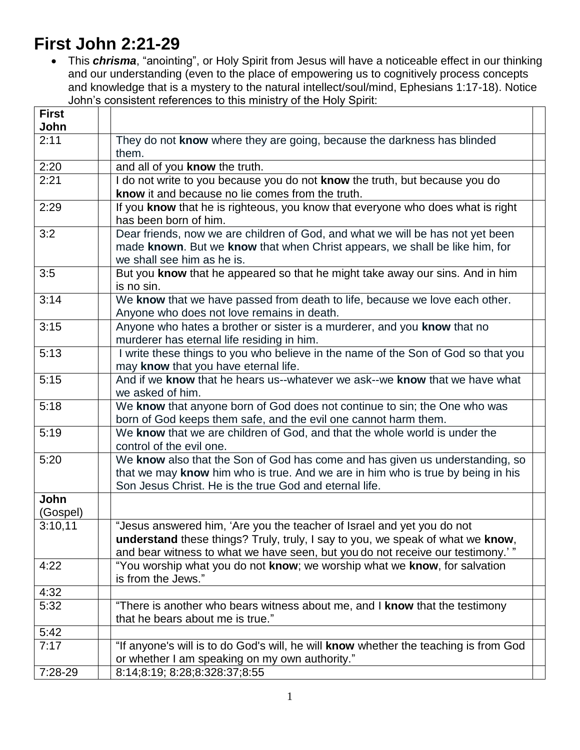# First John 2:21-29

- This ***chrisma***, "anointing", or Holy Spirit from Jesus will have a noticeable effect in our thinking and our understanding (even to the place of empowering us to cognitively process concepts and knowledge that is a mystery to the natural intellect/soul/mind, Ephesians 1:17-18). Notice John's consistent references to this ministry of the Holy Spirit:

| **First John** | | | |
|---|---|---|---|
| 2:11 | | They do not **know** where they are going, because the darkness has blinded them. | |
| 2:20 | | and all of you **know** the truth. | |
| 2:21 | | I do not write to you because you do not **know** the truth, but because you do **know** it and because no lie comes from the truth. | |
| 2:29 | | If you **know** that he is righteous, you know that everyone who does what is right has been born of him. | |
| 3:2 | | Dear friends, now we are children of God, and what we will be has not yet been made **known**. But we **know** that when Christ appears, we shall be like him, for we shall see him as he is. | |
| 3:5 | | But you **know** that he appeared so that he might take away our sins. And in him is no sin. | |
| 3:14 | | We **know** that we have passed from death to life, because we love each other. Anyone who does not love remains in death. | |
| 3:15 | | Anyone who hates a brother or sister is a murderer, and you **know** that no murderer has eternal life residing in him. | |
| 5:13 | | I write these things to you who believe in the name of the Son of God so that you may **know** that you have eternal life. | |
| 5:15 | | And if we **know** that he hears us--whatever we ask--we **know** that we have what we asked of him. | |
| 5:18 | | We **know** that anyone born of God does not continue to sin; the One who was born of God keeps them safe, and the evil one cannot harm them. | |
| 5:19 | | We **know** that we are children of God, and that the whole world is under the control of the evil one. | |
| 5:20 | | We **know** also that the Son of God has come and has given us understanding, so that we may **know** him who is true. And we are in him who is true by being in his Son Jesus Christ. He is the true God and eternal life. | |
| **John** (Gospel) | | | |
| 3:10,11 | | "Jesus answered him, 'Are you the teacher of Israel and yet you do not **understand** these things? Truly, truly, I say to you, we speak of what we **know**, and bear witness to what we have seen, but you do not receive our testimony.' " | |
| 4:22 | | "You worship what you do not **know**; we worship what we **know**, for salvation is from the Jews." | |
| 4:32 | | | |
| 5:32 | | "There is another who bears witness about me, and I **know** that the testimony that he bears about me is true." | |
| 5:42 | | | |
| 7:17 | | "If anyone's will is to do God's will, he will **know** whether the teaching is from God or whether I am speaking on my own authority." | |
| 7:28-29 | | 8:14;8:19; 8:28;8:328:37;8:55 | |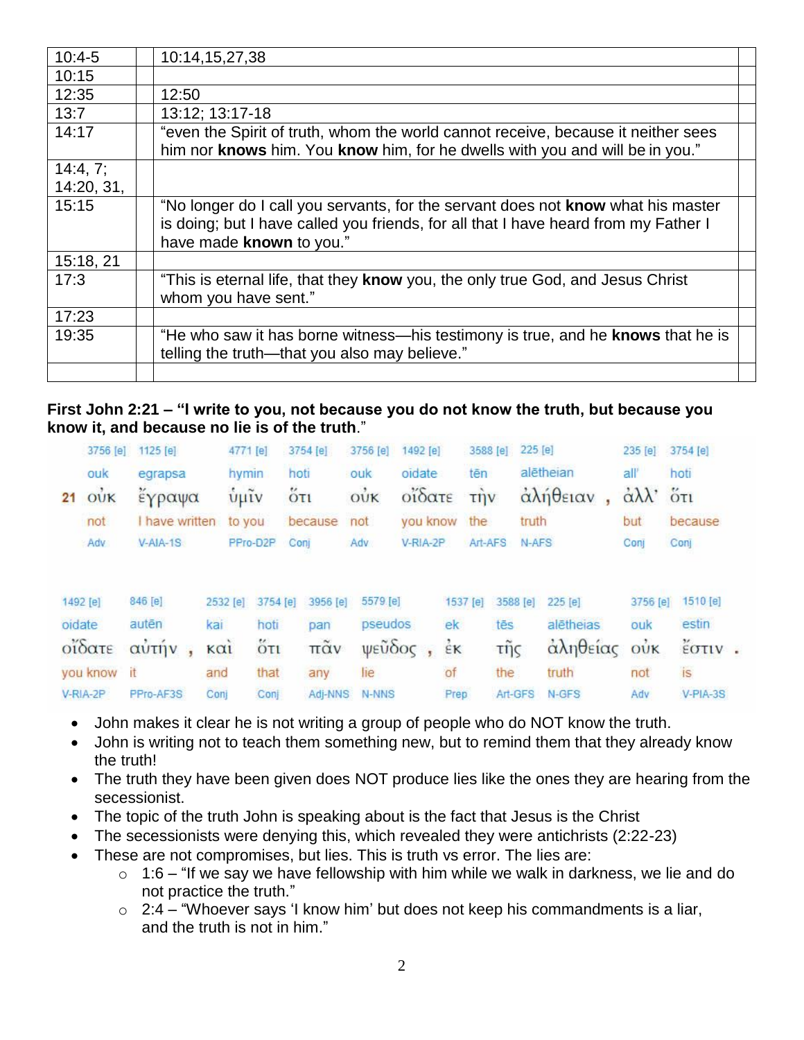| | | | |
|---|---|---|---|
| 10:4-5 | | 10:14,15,27,38 | |
| 10:15 | | | |
| 12:35 | | 12:50 | |
| 13:7 | | 13:12; 13:17-18 | |
| 14:17 | | "even the Spirit of truth, whom the world cannot receive, because it neither sees him nor **knows** him. You **know** him, for he dwells with you and will be in you." | |
| 14:4, 7; 14:20, 31, | | | |
| 15:15 | | "No longer do I call you servants, for the servant does not **know** what his master is doing; but I have called you friends, for all that I have heard from my Father I have made **known** to you." | |
| 15:18, 21 | | | |
| 17:3 | | "This is eternal life, that they **know** you, the only true God, and Jesus Christ whom you have sent." | |
| 17:23 | | | |
| 19:35 | | "He who saw it has borne witness—his testimony is true, and he **knows** that he is telling the truth—that you also may believe." | |
| | | | |

**First John 2:21 – "I write to you, not because you do not know the truth, but because you know it, and because no lie is of the truth**."

| | 3756 [e] | 1125 [e] | 4771 [e] | 3754 [e] | 3756 [e] | 1492 [e] | 3588 [e] | 225 [e] | 235 [e] | 3754 [e] |
|---|---|---|---|---|---|---|---|---|---|---|
| | ouk | egrapsa | hymin | hoti | ouk | oidate | tēn | alētheian | all' | hoti |
| 21 | οὐκ | ἔγραψα | ὑμῖν | ὅτι | οὐκ | οἴδατε | τὴν | ἀλήθειαν , | ἀλλ' | ὅτι |
| | not | I have written | to you | because | not | you know | the | truth | but | because |
| | Adv | V-AIA-1S | PPro-D2P | Conj | Adv | V-RIA-2P | Art-AFS | N-AFS | Conj | Conj |

| 1492 [e] | 846 [e] | 2532 [e] | 3754 [e] | 3956 [e] | 5579 [e] | 1537 [e] | 3588 [e] | 225 [e] | 3756 [e] | 1510 [e] |
|---|---|---|---|---|---|---|---|---|---|---|
| oidate | autēn | kai | hoti | pan | pseudos | ek | tēs | alētheias | ouk | estin |
| οἴδατε | αὐτήν , | καὶ | ὅτι | πᾶν | ψεῦδος , | ἐκ | τῆς | ἀληθείας | οὐκ | ἔστιν . |
| you know | it | and | that | any | lie | of | the | truth | not | is |
| V-RIA-2P | PPro-AF3S | Conj | Conj | Adj-NNS | N-NNS | Prep | Art-GFS | N-GFS | Adv | V-PIA-3S |

- John makes it clear he is not writing a group of people who do NOT know the truth.
- John is writing not to teach them something new, but to remind them that they already know the truth!
- The truth they have been given does NOT produce lies like the ones they are hearing from the secessionist.
- The topic of the truth John is speaking about is the fact that Jesus is the Christ
- The secessionists were denying this, which revealed they were antichrists (2:22-23)
- These are not compromises, but lies. This is truth vs error. The lies are:
    - 1:6 – "If we say we have fellowship with him while we walk in darkness, we lie and do not practice the truth."
    - 2:4 – "Whoever says 'I know him' but does not keep his commandments is a liar, and the truth is not in him."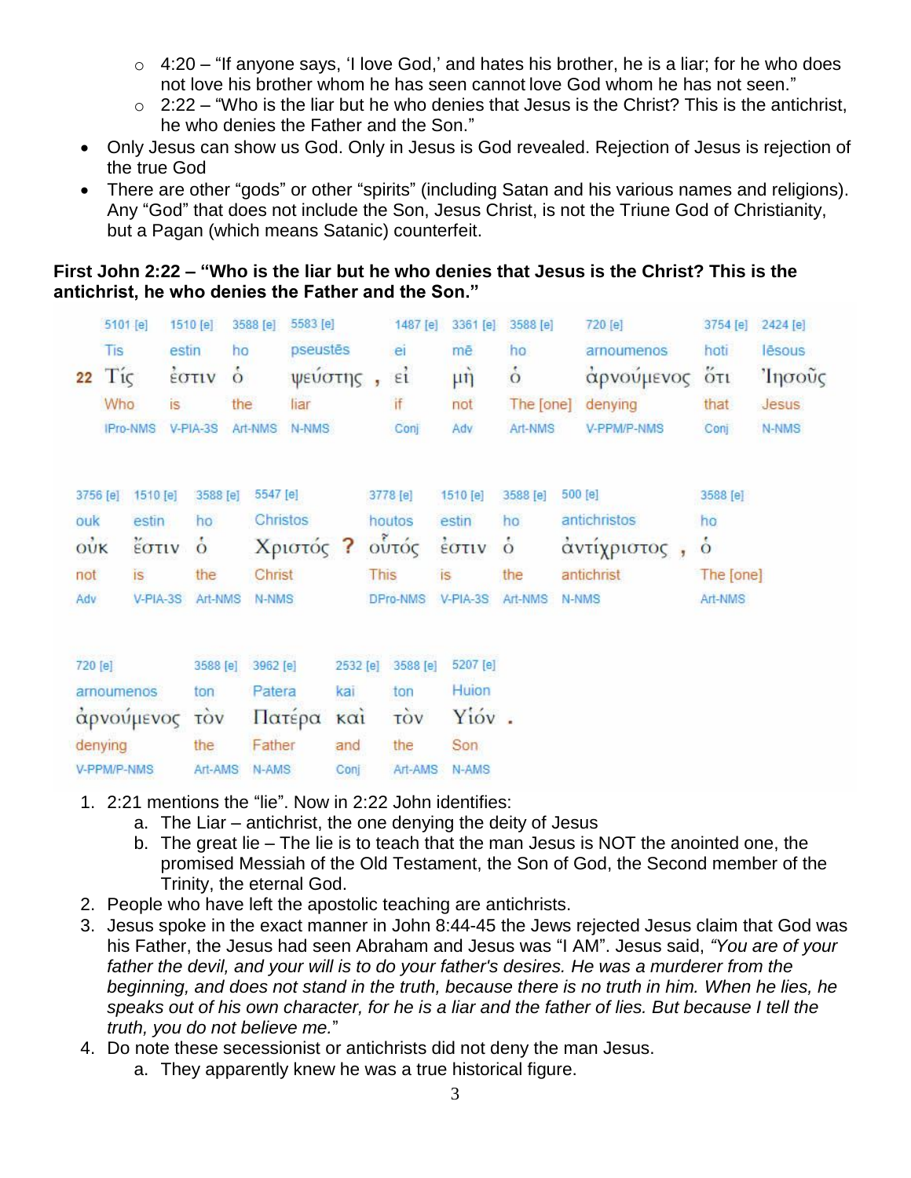- 4:20 – "If anyone says, 'I love God,' and hates his brother, he is a liar; for he who does not love his brother whom he has seen cannot love God whom he has not seen."
  - 2:22 – "Who is the liar but he who denies that Jesus is the Christ? This is the antichrist, he who denies the Father and the Son."
- Only Jesus can show us God. Only in Jesus is God revealed. Rejection of Jesus is rejection of the true God
- There are other "gods" or other "spirits" (including Satan and his various names and religions). Any "God" that does not include the Son, Jesus Christ, is not the Triune God of Christianity, but a Pagan (which means Satanic) counterfeit.

**First John 2:22 – "Who is the liar but he who denies that Jesus is the Christ? This is the antichrist, he who denies the Father and the Son."**

| | 5101 [e] | 1510 [e] | 3588 [e] | 5583 [e] | | 1487 [e] | 3361 [e] | 3588 [e] | 720 [e] | 3754 [e] | 2424 [e] |
|---|---|---|---|---|---|---|---|---|---|---|---|
| | Tis | estin | ho | pseustēs | | ei | mē | ho | arnoumenos | hoti | Iēsous |
| 22 | Τίς | ἐστιν | ὁ | ψεύστης | , | εἰ | μὴ | ὁ | ἀρνούμενος | ὅτι | Ἰησοῦς |
| | Who | is | the | liar | | if | not | The [one] | denying | that | Jesus |
| | IPro-NMS | V-PIA-3S | Art-NMS | N-NMS | | Conj | Adv | Art-NMS | V-PPM/P-NMS | Conj | N-NMS |

| 3756 [e] | 1510 [e] | 3588 [e] | 5547 [e] | | 3778 [e] | 1510 [e] | 3588 [e] | 500 [e] | | 3588 [e] |
|---|---|---|---|---|---|---|---|---|---|---|
| ouk | estin | ho | Christos | | houtos | estin | ho | antichristos | | ho |
| οὐκ | ἔστιν | ὁ | Χριστός | ? | οὗτός | ἐστιν | ὁ | ἀντίχριστος | , | ὁ |
| not | is | the | Christ | | This | is | the | antichrist | | The [one] |
| Adv | V-PIA-3S | Art-NMS | N-NMS | | DPro-NMS | V-PIA-3S | Art-NMS | N-NMS | | Art-NMS |

| 720 [e] | 3588 [e] | 3962 [e] | 2532 [e] | 3588 [e] | 5207 [e] | |
|---|---|---|---|---|---|---|
| arnoumenos | ton | Patera | kai | ton | Huion | |
| ἀρνούμενος | τὸν | Πατέρα | καὶ | τὸν | Υἱόν | . |
| denying | the | Father | and | the | Son | |
| V-PPM/P-NMS | Art-AMS | N-AMS | Conj | Art-AMS | N-AMS | |

1. 2:21 mentions the "lie". Now in 2:22 John identifies:
   a. The Liar – antichrist, the one denying the deity of Jesus
   b. The great lie – The lie is to teach that the man Jesus is NOT the anointed one, the promised Messiah of the Old Testament, the Son of God, the Second member of the Trinity, the eternal God.
2. People who have left the apostolic teaching are antichrists.
3. Jesus spoke in the exact manner in John 8:44-45 the Jews rejected Jesus claim that God was his Father, the Jesus had seen Abraham and Jesus was "I AM". Jesus said, *"You are of your father the devil, and your will is to do your father's desires. He was a murderer from the beginning, and does not stand in the truth, because there is no truth in him. When he lies, he speaks out of his own character, for he is a liar and the father of lies. But because I tell the truth, you do not believe me."*
4. Do note these secessionist or antichrists did not deny the man Jesus.
   a. They apparently knew he was a true historical figure.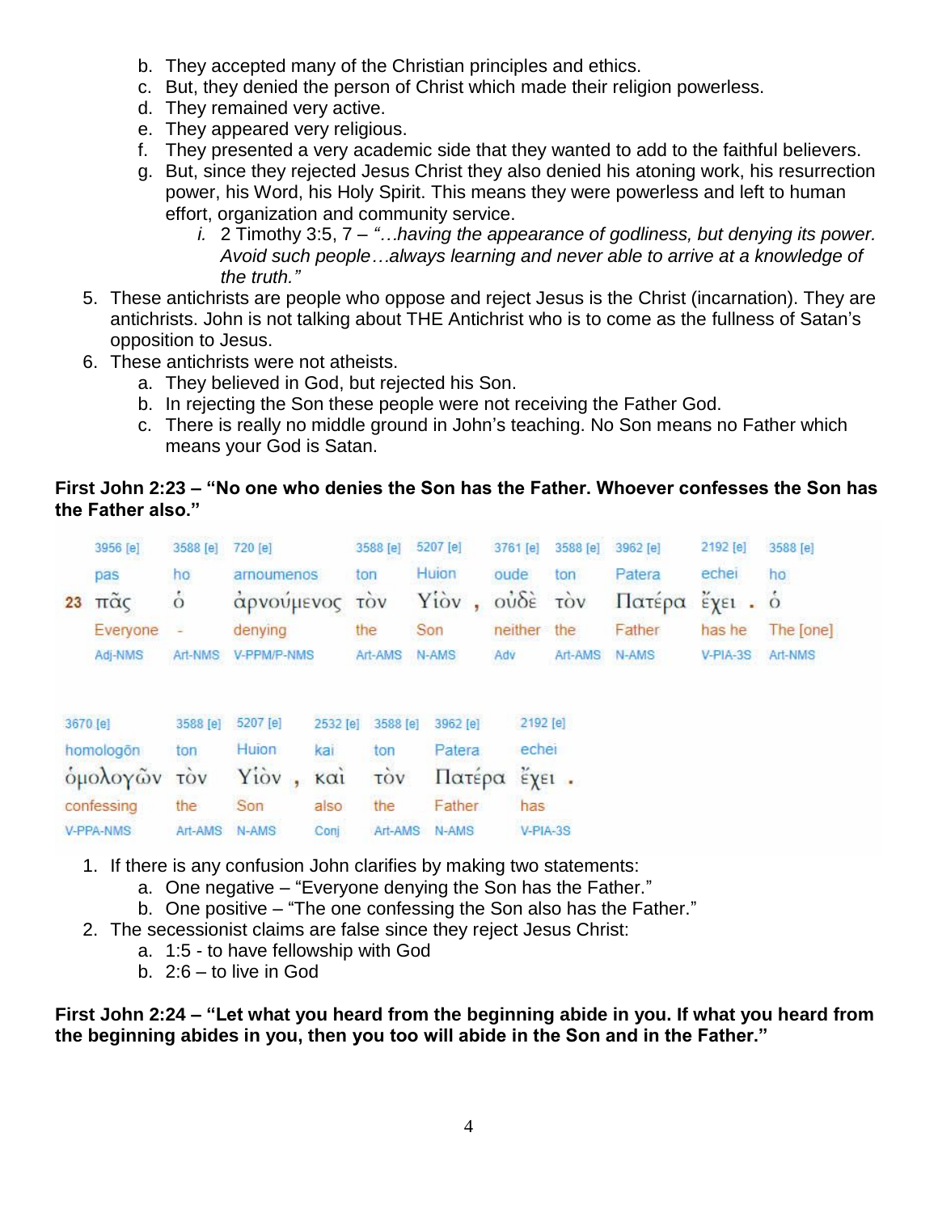b. They accepted many of the Christian principles and ethics.
c. But, they denied the person of Christ which made their religion powerless.
d. They remained very active.
e. They appeared very religious.
f. They presented a very academic side that they wanted to add to the faithful believers.
g. But, since they rejected Jesus Christ they also denied his atoning work, his resurrection power, his Word, his Holy Spirit. This means they were powerless and left to human effort, organization and community service.
    i. 2 Timothy 3:5, 7 – *"…having the appearance of godliness, but denying its power. Avoid such people…always learning and never able to arrive at a knowledge of the truth."*

5. These antichrists are people who oppose and reject Jesus is the Christ (incarnation). They are antichrists. John is not talking about THE Antichrist who is to come as the fullness of Satan's opposition to Jesus.
6. These antichrists were not atheists.
    a. They believed in God, but rejected his Son.
    b. In rejecting the Son these people were not receiving the Father God.
    c. There is really no middle ground in John's teaching. No Son means no Father which means your God is Satan.

**First John 2:23 – "No one who denies the Son has the Father. Whoever confesses the Son has the Father also."**

| | 3956 [e] | 3588 [e] | 720 [e] | 3588 [e] | 5207 [e] | 3761 [e] | 3588 [e] | 3962 [e] | 2192 [e] | 3588 [e] |
|---|---|---|---|---|---|---|---|---|---|---|
| | pas | ho | arnoumenos | ton | Huion | oude | ton | Patera | echei | ho |
| 23 | πᾶς | ὁ | ἀρνούμενος | τὸν | Υἱὸν , | οὐδὲ | τὸν | Πατέρα | ἔχει . | ὁ |
| | Everyone | - | denying | the | Son | neither | the | Father | has he | The [one] |
| | Adj-NMS | Art-NMS | V-PPM/P-NMS | Art-AMS | N-AMS | Adv | Art-AMS | N-AMS | V-PIA-3S | Art-NMS |

| 3670 [e] | 3588 [e] | 5207 [e] | 2532 [e] | 3588 [e] | 3962 [e] | 2192 [e] |
|---|---|---|---|---|---|---|
| homologōn | ton | Huion | kai | ton | Patera | echei |
| ὁμολογῶν | τὸν | Υἱὸν , | καὶ | τὸν | Πατέρα | ἔχει . |
| confessing | the | Son | also | the | Father | has |
| V-PPA-NMS | Art-AMS | N-AMS | Conj | Art-AMS | N-AMS | V-PIA-3S |

1. If there is any confusion John clarifies by making two statements:
    a. One negative – "Everyone denying the Son has the Father."
    b. One positive – "The one confessing the Son also has the Father."
2. The secessionist claims are false since they reject Jesus Christ:
    a. 1:5 - to have fellowship with God
    b. 2:6 – to live in God

**First John 2:24 – "Let what you heard from the beginning abide in you. If what you heard from the beginning abides in you, then you too will abide in the Son and in the Father."**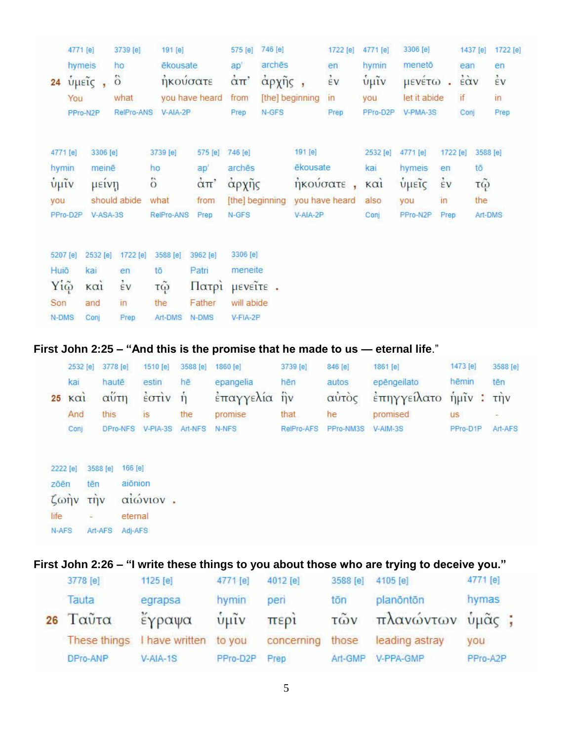| 4771 [e] | 3739 [e] | 191 [e] | 575 [e] | 746 [e] | 1722 [e] | 4771 [e] | 3306 [e] | 1437 [e] | 1722 [e] |
|---|---|---|---|---|---|---|---|---|---|
| hymeis | ho | ēkousate | ap' | archēs | en | hymin | menetō | ean | en |
| 24 ὑμεῖς , | ὃ | ἠκούσατε | ἀπ' | ἀρχῆς , | ἐν | ὑμῖν | μενέτω . | ἐὰν | ἐν |
| You | what | you have heard | from | [the] beginning | in | you | let it abide | if | in |
| PPro-N2P | RelPro-ANS | V-AIA-2P | Prep | N-GFS | Prep | PPro-D2P | V-PMA-3S | Conj | Prep |

| 4771 [e] | 3306 [e] | 3739 [e] | 575 [e] | 746 [e] | 191 [e] | 2532 [e] | 4771 [e] | 1722 [e] | 3588 [e] |
|---|---|---|---|---|---|---|---|---|---|
| hymin | meinē | ho | ap' | archēs | ēkousate | kai | hymeis | en | tō |
| ὑμῖν | μείνῃ | ὃ | ἀπ' | ἀρχῆς | ἠκούσατε , | καὶ | ὑμεῖς | ἐν | τῷ |
| you | should abide | what | from | [the] beginning | you have heard | also | you | in | the |
| PPro-D2P | V-ASA-3S | RelPro-ANS | Prep | N-GFS | V-AIA-2P | Conj | PPro-N2P | Prep | Art-DMS |

| 5207 [e] | 2532 [e] | 1722 [e] | 3588 [e] | 3962 [e] | 3306 [e] |
|---|---|---|---|---|---|
| Huiō | kai | en | tō | Patri | meneite |
| Υἱῷ | καὶ | ἐν | τῷ | Πατρὶ | μενεῖτε . |
| Son | and | in | the | Father | will abide |
| N-DMS | Conj | Prep | Art-DMS | N-DMS | V-FIA-2P |

**First John 2:25 – "And this is the promise that he made to us — eternal life."**

| 2532 [e] | 3778 [e] | 1510 [e] | 3588 [e] | 1860 [e] | 3739 [e] | 846 [e] | 1861 [e] | 1473 [e] | 3588 [e] |
|---|---|---|---|---|---|---|---|---|---|
| kai | hautē | estin | hē | epangelia | hēn | autos | epēngeilato | hēmin | tēn |
| 25 καὶ | αὕτη | ἐστὶν | ἡ | ἐπαγγελία | ἣν | αὐτὸς | ἐπηγγείλατο | ἡμῖν : | τὴν |
| And | this | is | the | promise | that | he | promised | us | - |
| Conj | DPro-NFS | V-PIA-3S | Art-NFS | N-NFS | RelPro-AFS | PPro-NM3S | V-AIM-3S | PPro-D1P | Art-AFS |

| 2222 [e] | 3588 [e] | 166 [e] |
|---|---|---|
| zōēn | tēn | aiōnion |
| ζωὴν | τὴν | αἰώνιον . |
| life | - | eternal |
| N-AFS | Art-AFS | Adj-AFS |

**First John 2:26 – "I write these things to you about those who are trying to deceive you."**

| 3778 [e] | 1125 [e] | 4771 [e] | 4012 [e] | 3588 [e] | 4105 [e] | 4771 [e] |
|---|---|---|---|---|---|---|
| Tauta | egrapsa | hymin | peri | tōn | planōntōn | hymas |
| 26 Ταῦτα | ἔγραψα | ὑμῖν | περὶ | τῶν | πλανώντων | ὑμᾶς ; |
| These things | I have written | to you | concerning | those | leading astray | you |
| DPro-ANP | V-AIA-1S | PPro-D2P | Prep | Art-GMP | V-PPA-GMP | PPro-A2P |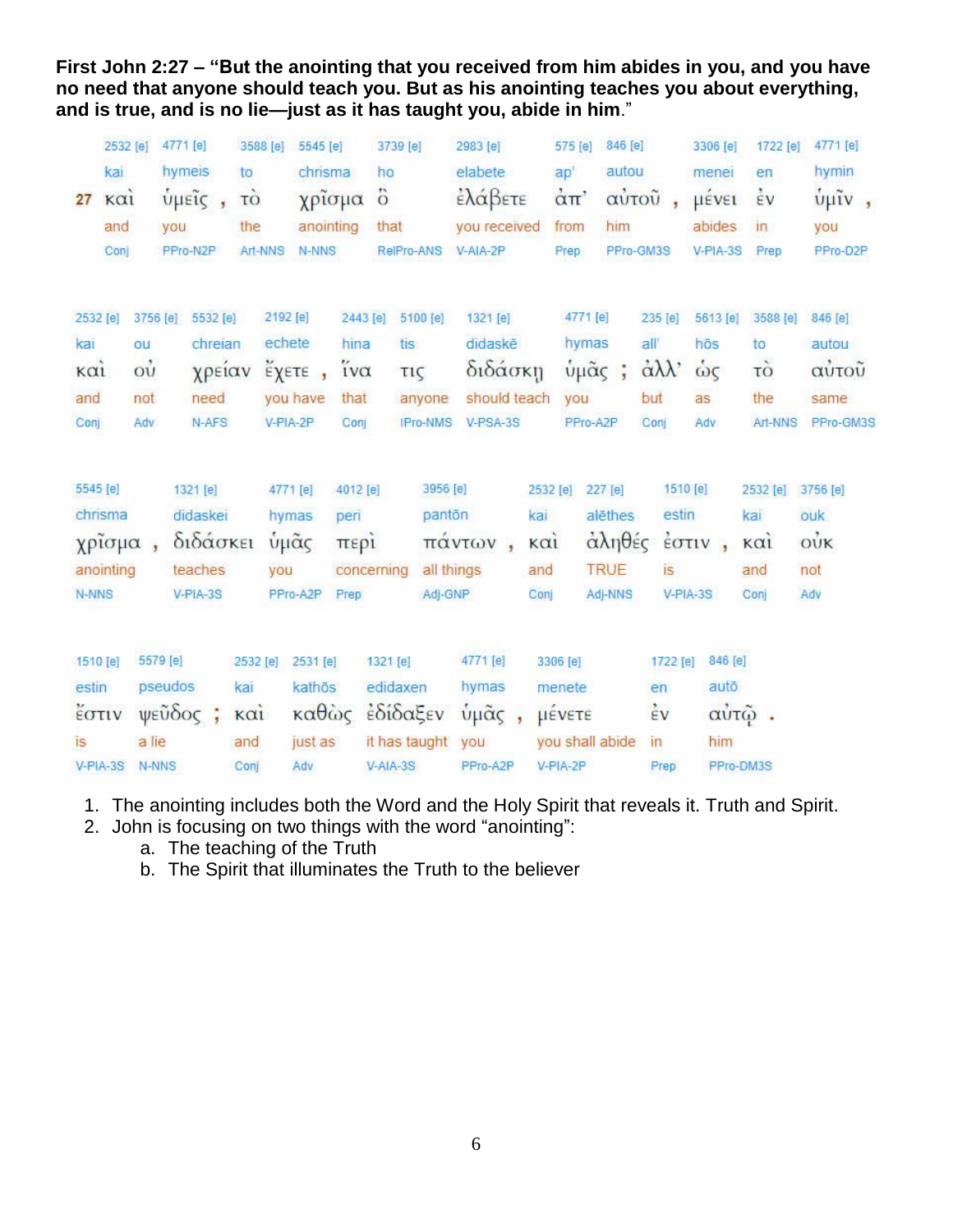**First John 2:27 – "But the anointing that you received from him abides in you, and you have no need that anyone should teach you. But as his anointing teaches you about everything, and is true, and is no lie—just as it has taught you, abide in him."**

| | 2532 [e] | 4771 [e] | 3588 [e] | 5545 [e] | 3739 [e] | 2983 [e] | 575 [e] | 846 [e] | 3306 [e] | 1722 [e] | 4771 [e] |
|---|---|---|---|---|---|---|---|---|---|---|---|
| | kai | hymeis | to | chrisma | ho | elabete | ap' | autou | menei | en | hymin |
| 27 | καὶ | ὑμεῖς , | τὸ | χρῖσμα | ὃ | ἐλάβετε | ἀπ' | αὐτοῦ , | μένει | ἐν | ὑμῖν , |
| | and | you | the | anointing | that | you received | from | him | abides | in | you |
| | Conj | PPro-N2P | Art-NNS | N-NNS | RelPro-ANS | V-AIA-2P | Prep | PPro-GM3S | V-PIA-3S | Prep | PPro-D2P |

| 2532 [e] | 3756 [e] | 5532 [e] | 2192 [e] | 2443 [e] | 5100 [e] | 1321 [e] | 4771 [e] | 235 [e] | 5613 [e] | 3588 [e] | 846 [e] |
|---|---|---|---|---|---|---|---|---|---|---|---|
| kai | ou | chreian | echete | hina | tis | didaskē | hymas | all' | hōs | to | autou |
| καὶ | οὐ | χρείαν | ἔχετε , | ἵνα | τις | διδάσκῃ | ὑμᾶς ; | ἀλλ' | ὡς | τὸ | αὐτοῦ |
| and | not | need | you have | that | anyone | should teach | you | but | as | the | same |
| Conj | Adv | N-AFS | V-PIA-2P | Conj | IPro-NMS | V-PSA-3S | PPro-A2P | Conj | Adv | Art-NNS | PPro-GM3S |

| 5545 [e] | 1321 [e] | 4771 [e] | 4012 [e] | 3956 [e] | 2532 [e] | 227 [e] | 1510 [e] | 2532 [e] | 3756 [e] |
|---|---|---|---|---|---|---|---|---|---|
| chrisma | didaskei | hymas | peri | pantōn | kai | alēthes | estin | kai | ouk |
| χρῖσμα , | διδάσκει | ὑμᾶς | περὶ | πάντων , | καὶ | ἀληθές | ἐστιν , | καὶ | οὐκ |
| anointing | teaches | you | concerning | all things | and | TRUE | is | and | not |
| N-NNS | V-PIA-3S | PPro-A2P | Prep | Adj-GNP | Conj | Adj-NNS | V-PIA-3S | Conj | Adv |

| 1510 [e] | 5579 [e] | 2532 [e] | 2531 [e] | 1321 [e] | 4771 [e] | 3306 [e] | 1722 [e] | 846 [e] |
|---|---|---|---|---|---|---|---|---|
| estin | pseudos | kai | kathōs | edidaxen | hymas | menete | en | autō |
| ἐστιν | ψεῦδος ; | καὶ | καθὼς | ἐδίδαξεν | ὑμᾶς , | μένετε | ἐν | αὐτῷ . |
| is | a lie | and | just as | it has taught | you | you shall abide | in | him |
| V-PIA-3S | N-NNS | Conj | Adv | V-AIA-3S | PPro-A2P | V-PIA-2P | Prep | PPro-DM3S |

1. The anointing includes both the Word and the Holy Spirit that reveals it. Truth and Spirit.
2. John is focusing on two things with the word "anointing":
   a. The teaching of the Truth
   b. The Spirit that illuminates the Truth to the believer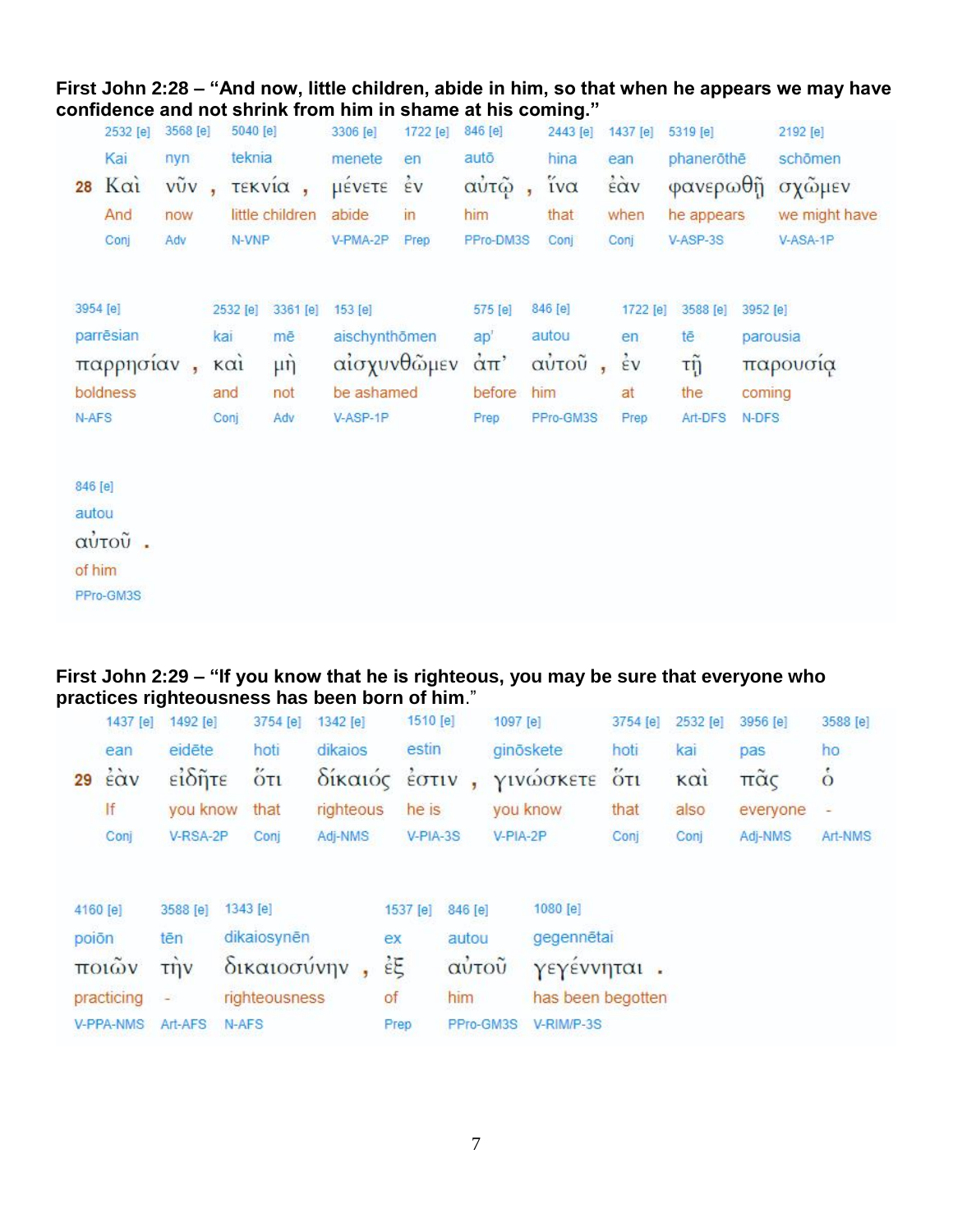**First John 2:28 – "And now, little children, abide in him, so that when he appears we may have confidence and not shrink from him in shame at his coming."**

| | | | | | | | | | | |
|---|---|---|---|---|---|---|---|---|---|---|
| | 2532 [e] | 3568 [e] | 5040 [e] | 3306 [e] | 1722 [e] | 846 [e] | 2443 [e] | 1437 [e] | 5319 [e] | 2192 [e] |
| | Kai | nyn | teknia | menete | en | autō | hina | ean | phanerōthē | schōmen |
| 28 | Καὶ | νῦν , | τεκνία , | μένετε | ἐν | αὐτῷ , | ἵνα | ἐὰν | φανερωθῇ | σχῶμεν |
| | And | now | little children | abide | in | him | that | when | he appears | we might have |
| | Conj | Adv | N-VNP | V-PMA-2P | Prep | PPro-DM3S | Conj | Conj | V-ASP-3S | V-ASA-1P |

| | | | | | | | | | |
|---|---|---|---|---|---|---|---|---|---|
| 3954 [e] | 2532 [e] | 3361 [e] | 153 [e] | 575 [e] | 846 [e] | 1722 [e] | 3588 [e] | 3952 [e] | 846 [e] |
| parrēsian | kai | mē | aischynthōmen | ap' | autou | en | tē | parousia | autou |
| παρρησίαν , | καὶ | μὴ | αἰσχυνθῶμεν | ἀπ' | αὐτοῦ , | ἐν | τῇ | παρουσίᾳ | αὐτοῦ . |
| boldness | and | not | be ashamed | before | him | at | the | coming | of him |
| N-AFS | Conj | Adv | V-ASP-1P | Prep | PPro-GM3S | Prep | Art-DFS | N-DFS | PPro-GM3S |

**First John 2:29 – "If you know that he is righteous, you may be sure that everyone who practices righteousness has been born of him."**

| | | | | | | | | | | |
|---|---|---|---|---|---|---|---|---|---|---|
| | 1437 [e] | 1492 [e] | 3754 [e] | 1342 [e] | 1510 [e] | 1097 [e] | 3754 [e] | 2532 [e] | 3956 [e] | 3588 [e] |
| | ean | eidēte | hoti | dikaios | estin | ginōskete | hoti | kai | pas | ho |
| 29 | ἐὰν | εἰδῆτε | ὅτι | δίκαιός | ἐστιν , | γινώσκετε | ὅτι | καὶ | πᾶς | ὁ |
| | If | you know | that | righteous | he is | you know | that | also | everyone | - |
| | Conj | V-RSA-2P | Conj | Adj-NMS | V-PIA-3S | V-PIA-2P | Conj | Conj | Adj-NMS | Art-NMS |

| | | | | | |
|---|---|---|---|---|---|
| 4160 [e] | 3588 [e] | 1343 [e] | 1537 [e] | 846 [e] | 1080 [e] |
| poiōn | tēn | dikaiosynēn | ex | autou | gegennētai |
| ποιῶν | τὴν | δικαιοσύνην , | ἐξ | αὐτοῦ | γεγέννηται . |
| practicing | - | righteousness | of | him | has been begotten |
| V-PPA-NMS | Art-AFS | N-AFS | Prep | PPro-GM3S | V-RIM/P-3S |